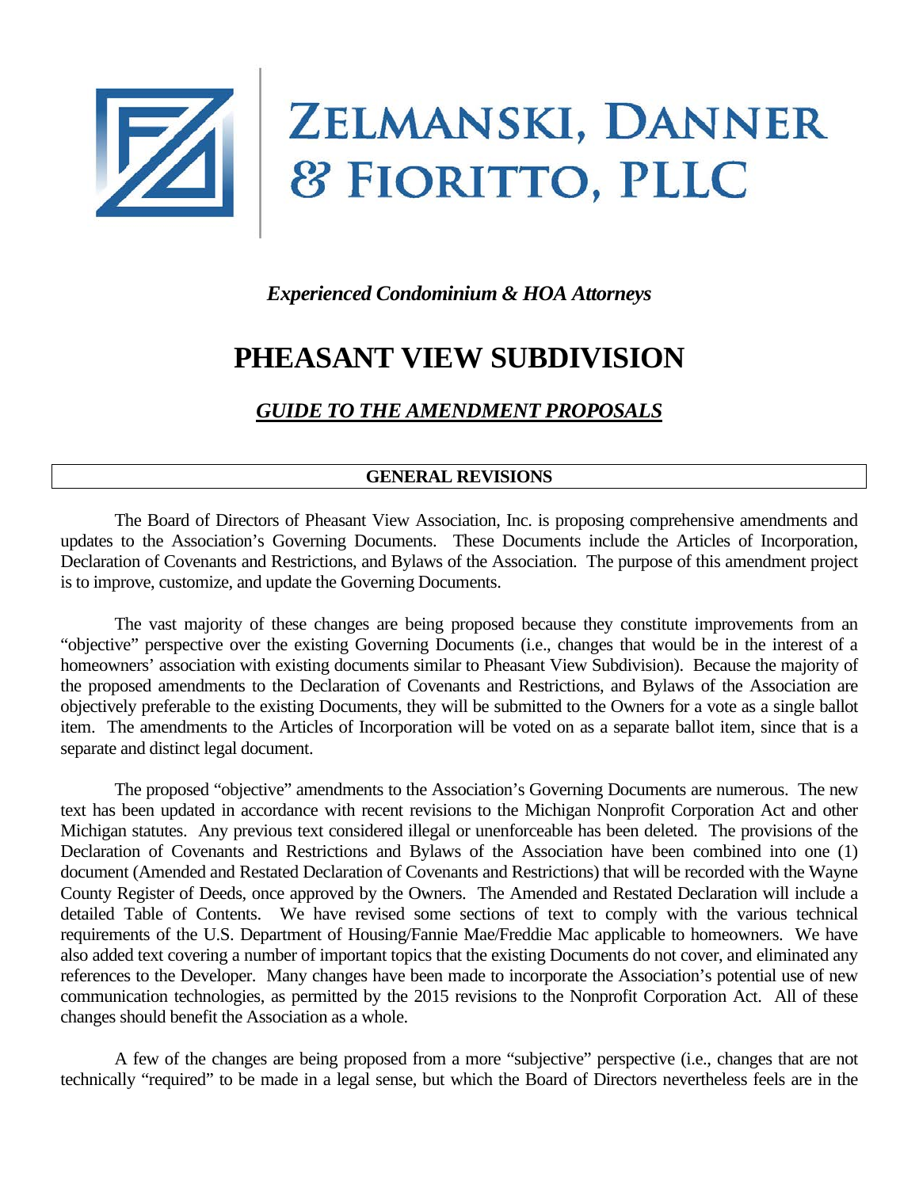# ZELMANSKI, DANNER & FIORITTO, PLLC

*Experienced Condominium & HOA Attorneys*

# PHEASANT VIEW SUBDIVISION

## *GUIDE TO THE AMENDMENT PROPOSALS*

### GENERAL REVISIONS

The Board of Directors of Pheasant View Association, Inc. is proposing comprehensive amendments and updates to the Association's Governing Documents. These Documents include the Articles of Incorporation, Declaration of Covenants and Restrictions, and Bylaws of the Association. The purpose of this amendment project is to improve, customize, and update the Governing Documents.

The vast majority of these changes are being proposed because they constitute improvements from an "objective" perspective over the existing Governing Documents (i.e., changes that would be in the interest of a homeowners' association with existing documents similar to Pheasant View Subdivision). Because the majority of the proposed amendments to the Declaration of Covenants and Restrictions, and Bylaws of the Association are objectively preferable to the existing Documents, they will be submitted to the Owners for a vote as a single ballot item. The amendments to the Articles of Incorporation will be voted on as a separate ballot item, since that is a separate and distinct legal document.

The proposed "objective" amendments to the Association's Governing Documents are numerous. The new text has been updated in accordance with recent revisions to the Michigan Nonprofit Corporation Act and other Michigan statutes. Any previous text considered illegal or unenforceable has been deleted. The provisions of the Declaration of Covenants and Restrictions and Bylaws of the Association have been combined into one (1) document (Amended and Restated Declaration of Covenants and Restrictions) that will be recorded with the Wayne County Register of Deeds, once approved by the Owners. The Amended and Restated Declaration will include a detailed Table of Contents. We have revised some sections of text to comply with the various technical requirements of the U.S. Department of Housing/Fannie Mae/Freddie Mac applicable to homeowners. We have also added text covering a number of important topics that the existing Documents do not cover, and eliminated any references to the Developer. Many changes have been made to incorporate the Association's potential use of new communication technologies, as permitted by the 2015 revisions to the Nonprofit Corporation Act. All of these changes should benefit the Association as a whole.

A few of the changes are being proposed from a more "subjective" perspective (i.e., changes that are not technically "required" to be made in a legal sense, but which the Board of Directors nevertheless feels are in the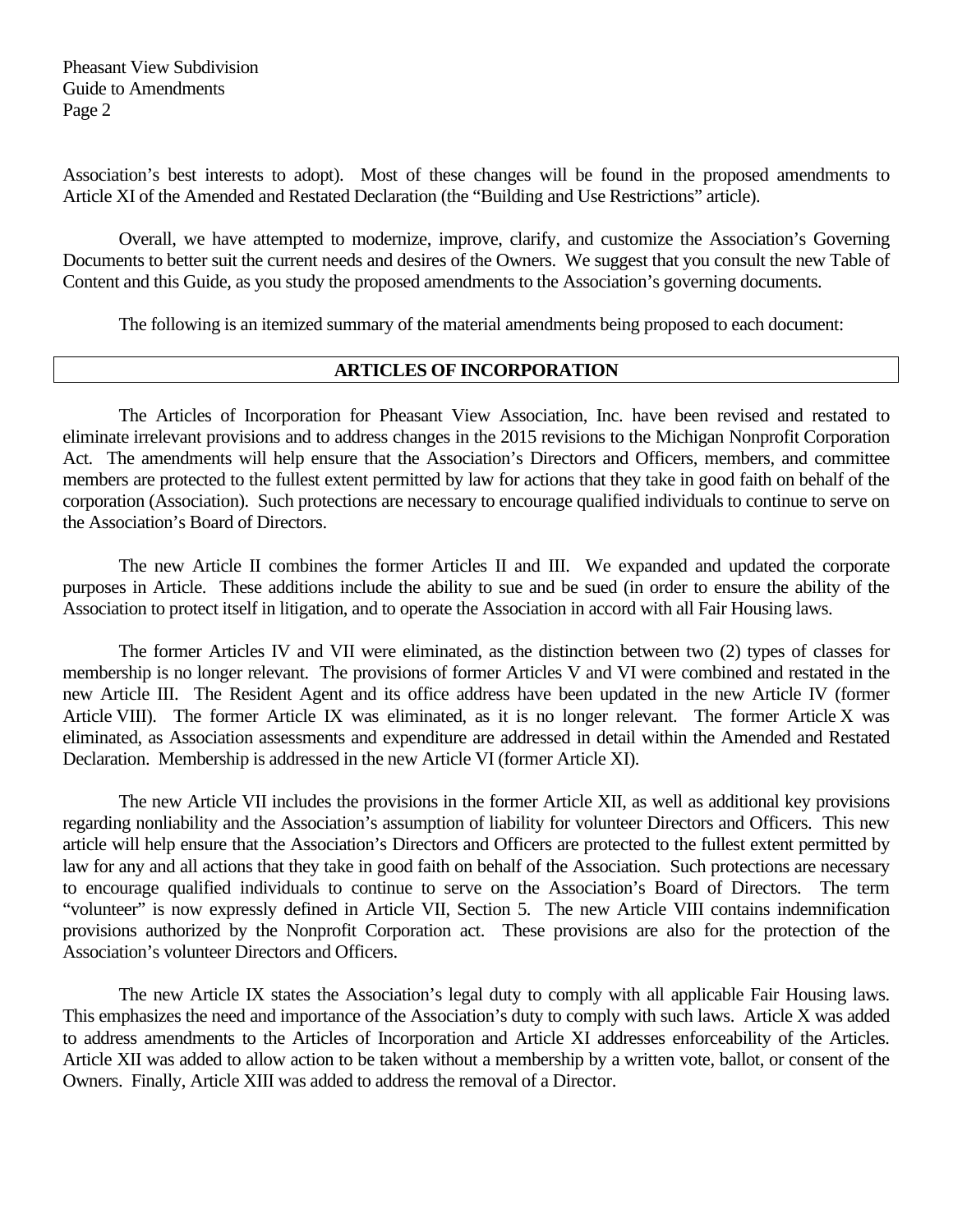Association's best interests to adopt). Most of these changes will be found in the proposed amendments to Article XI of the Amended and Restated Declaration (the "Building and Use Restrictions" article).

Overall, we have attempted to modernize, improve, clarify, and customize the Association's Governing Documents to better suit the current needs and desires of the Owners. We suggest that you consult the new Table of Content and this Guide, as you study the proposed amendments to the Association's governing documents.

The following is an itemized summary of the material amendments being proposed to each document:

## ARTICLES OF INCORPORATION

The Articles of Incorporation for Pheasant View Association, Inc. have been revised and restated to eliminate irrelevant provisions and to address changes in the 2015 revisions to the Michigan Nonprofit Corporation Act. The amendments will help ensure that the Association's Directors and Officers, members, and committee members are protected to the fullest extent permitted by law for actions that they take in good faith on behalf of the corporation (Association). Such protections are necessary to encourage qualified individuals to continue to serve on the Association's Board of Directors.

The new Article II combines the former Articles II and III. We expanded and updated the corporate purposes in Article. These additions include the ability to sue and be sued (in order to ensure the ability of the Association to protect itself in litigation, and to operate the Association in accord with all Fair Housing laws.

The former Articles IV and VII were eliminated, as the distinction between two (2) types of classes for membership is no longer relevant. The provisions of former Articles V and VI were combined and restated in the new Article III. The Resident Agent and its office address have been updated in the new Article IV (former Article VIII). The former Article IX was eliminated, as it is no longer relevant. The former Article X was eliminated, as Association assessments and expenditure are addressed in detail within the Amended and Restated Declaration. Membership is addressed in the new Article VI (former Article XI).

The new Article VII includes the provisions in the former Article XII, as well as additional key provisions regarding nonliability and the Association's assumption of liability for volunteer Directors and Officers. This new article will help ensure that the Association's Directors and Officers are protected to the fullest extent permitted by law for any and all actions that they take in good faith on behalf of the Association. Such protections are necessary to encourage qualified individuals to continue to serve on the Association's Board of Directors. The term "volunteer" is now expressly defined in Article VII, Section 5. The new Article VIII contains indemnification provisions authorized by the Nonprofit Corporation act. These provisions are also for the protection of the Association's volunteer Directors and Officers.

The new Article IX states the Association's legal duty to comply with all applicable Fair Housing laws. This emphasizes the need and importance of the Association's duty to comply with such laws. Article X was added to address amendments to the Articles of Incorporation and Article XI addresses enforceability of the Articles. Article XII was added to allow action to be taken without a membership by a written vote, ballot, or consent of the Owners. Finally, Article XIII was added to address the removal of a Director.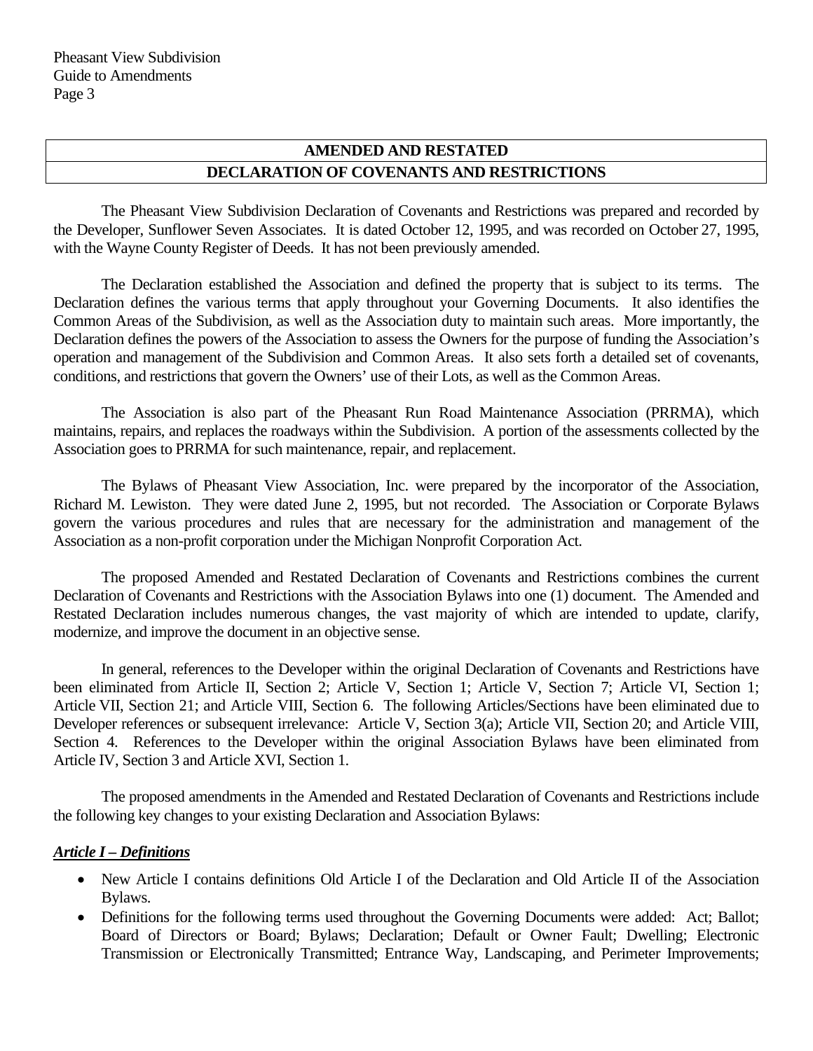## AMENDED AND RESTATED DECLARATION OF COVENANTS AND RESTRICTIONS

The Pheasant View Subdivision Declaration of Covenants and Restrictions was prepared and recorded by the Developer, Sunflower Seven Associates. It is dated October 12, 1995, and was recorded on October 27, 1995, with the Wayne County Register of Deeds. It has not been previously amended.

The Declaration established the Association and defined the property that is subject to its terms. The Declaration defines the various terms that apply throughout your Governing Documents. It also identifies the Common Areas of the Subdivision, as well as the Association duty to maintain such areas. More importantly, the Declaration defines the powers of the Association to assess the Owners for the purpose of funding the Association's operation and management of the Subdivision and Common Areas. It also sets forth a detailed set of covenants, conditions, and restrictions that govern the Owners' use of their Lots, as well as the Common Areas.

The Association is also part of the Pheasant Run Road Maintenance Association (PRRMA), which maintains, repairs, and replaces the roadways within the Subdivision. A portion of the assessments collected by the Association goes to PRRMA for such maintenance, repair, and replacement.

The Bylaws of Pheasant View Association, Inc. were prepared by the incorporator of the Association, Richard M. Lewiston. They were dated June 2, 1995, but not recorded. The Association or Corporate Bylaws govern the various procedures and rules that are necessary for the administration and management of the Association as a non-profit corporation under the Michigan Nonprofit Corporation Act.

The proposed Amended and Restated Declaration of Covenants and Restrictions combines the current Declaration of Covenants and Restrictions with the Association Bylaws into one (1) document. The Amended and Restated Declaration includes numerous changes, the vast majority of which are intended to update, clarify, modernize, and improve the document in an objective sense.

In general, references to the Developer within the original Declaration of Covenants and Restrictions have been eliminated from Article II, Section 2; Article V, Section 1; Article V, Section 7; Article VI, Section 1; Article VII, Section 21; and Article VIII, Section 6. The following Articles/Sections have been eliminated due to Developer references or subsequent irrelevance: Article V, Section 3(a); Article VII, Section 20; and Article VIII, Section 4. References to the Developer within the original Association Bylaws have been eliminated from Article IV, Section 3 and Article XVI, Section 1.

The proposed amendments in the Amended and Restated Declaration of Covenants and Restrictions include the following key changes to your existing Declaration and Association Bylaws:

***Article I – Definitions***

- New Article I contains definitions Old Article I of the Declaration and Old Article II of the Association Bylaws.
- Definitions for the following terms used throughout the Governing Documents were added: Act; Ballot; Board of Directors or Board; Bylaws; Declaration; Default or Owner Fault; Dwelling; Electronic Transmission or Electronically Transmitted; Entrance Way, Landscaping, and Perimeter Improvements;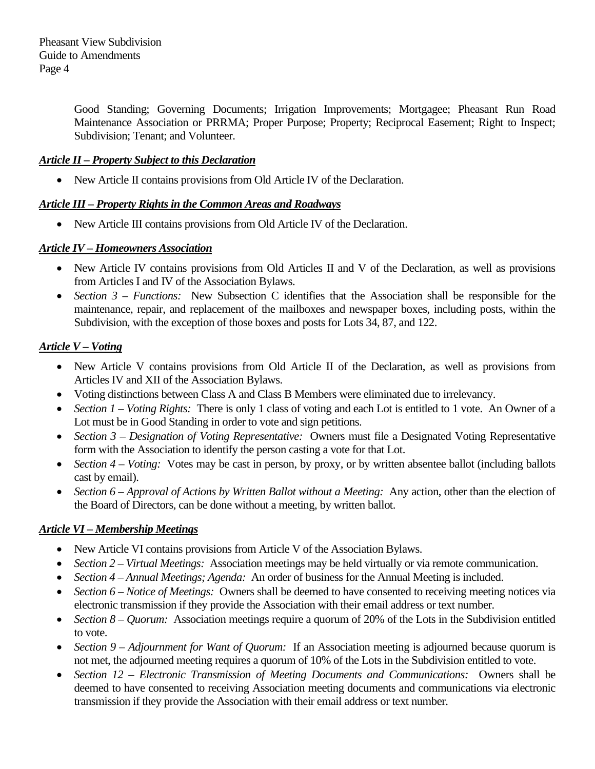Good Standing; Governing Documents; Irrigation Improvements; Mortgagee; Pheasant Run Road Maintenance Association or PRRMA; Proper Purpose; Property; Reciprocal Easement; Right to Inspect; Subdivision; Tenant; and Volunteer.

***Article II – Property Subject to this Declaration***

- New Article II contains provisions from Old Article IV of the Declaration.

***Article III – Property Rights in the Common Areas and Roadways***

- New Article III contains provisions from Old Article IV of the Declaration.

***Article IV – Homeowners Association***

- New Article IV contains provisions from Old Articles II and V of the Declaration, as well as provisions from Articles I and IV of the Association Bylaws.
- *Section 3 – Functions:* New Subsection C identifies that the Association shall be responsible for the maintenance, repair, and replacement of the mailboxes and newspaper boxes, including posts, within the Subdivision, with the exception of those boxes and posts for Lots 34, 87, and 122.

***Article V – Voting***

- New Article V contains provisions from Old Article II of the Declaration, as well as provisions from Articles IV and XII of the Association Bylaws.
- Voting distinctions between Class A and Class B Members were eliminated due to irrelevancy.
- *Section 1 – Voting Rights:* There is only 1 class of voting and each Lot is entitled to 1 vote. An Owner of a Lot must be in Good Standing in order to vote and sign petitions.
- *Section 3 – Designation of Voting Representative:* Owners must file a Designated Voting Representative form with the Association to identify the person casting a vote for that Lot.
- *Section 4 – Voting:* Votes may be cast in person, by proxy, or by written absentee ballot (including ballots cast by email).
- *Section 6 – Approval of Actions by Written Ballot without a Meeting:* Any action, other than the election of the Board of Directors, can be done without a meeting, by written ballot.

***Article VI – Membership Meetings***

- New Article VI contains provisions from Article V of the Association Bylaws.
- *Section 2 – Virtual Meetings:* Association meetings may be held virtually or via remote communication.
- *Section 4 – Annual Meetings; Agenda:* An order of business for the Annual Meeting is included.
- *Section 6 – Notice of Meetings:* Owners shall be deemed to have consented to receiving meeting notices via electronic transmission if they provide the Association with their email address or text number.
- *Section 8 – Quorum:* Association meetings require a quorum of 20% of the Lots in the Subdivision entitled to vote.
- *Section 9 – Adjournment for Want of Quorum:* If an Association meeting is adjourned because quorum is not met, the adjourned meeting requires a quorum of 10% of the Lots in the Subdivision entitled to vote.
- *Section 12 – Electronic Transmission of Meeting Documents and Communications:* Owners shall be deemed to have consented to receiving Association meeting documents and communications via electronic transmission if they provide the Association with their email address or text number.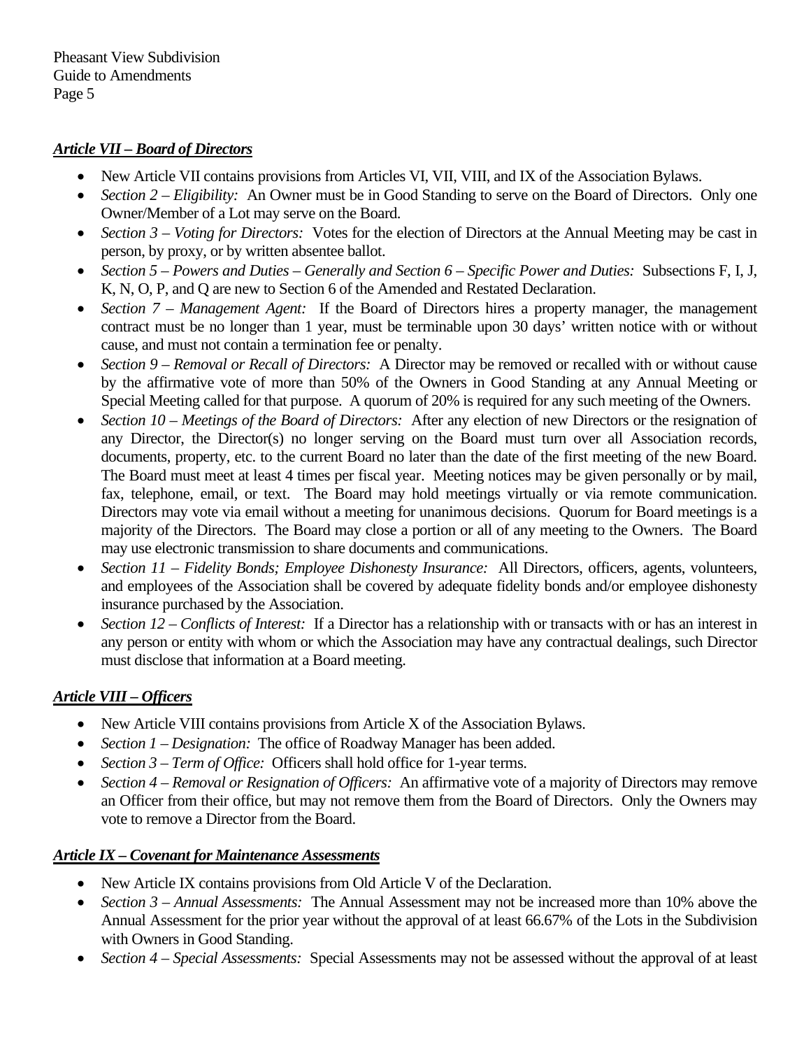***Article VII – Board of Directors***

- New Article VII contains provisions from Articles VI, VII, VIII, and IX of the Association Bylaws.
- *Section 2 – Eligibility:* An Owner must be in Good Standing to serve on the Board of Directors. Only one Owner/Member of a Lot may serve on the Board.
- *Section 3 – Voting for Directors:* Votes for the election of Directors at the Annual Meeting may be cast in person, by proxy, or by written absentee ballot.
- *Section 5 – Powers and Duties – Generally and Section 6 – Specific Power and Duties:* Subsections F, I, J, K, N, O, P, and Q are new to Section 6 of the Amended and Restated Declaration.
- *Section 7 – Management Agent:* If the Board of Directors hires a property manager, the management contract must be no longer than 1 year, must be terminable upon 30 days' written notice with or without cause, and must not contain a termination fee or penalty.
- *Section 9 – Removal or Recall of Directors:* A Director may be removed or recalled with or without cause by the affirmative vote of more than 50% of the Owners in Good Standing at any Annual Meeting or Special Meeting called for that purpose. A quorum of 20% is required for any such meeting of the Owners.
- *Section 10 – Meetings of the Board of Directors:* After any election of new Directors or the resignation of any Director, the Director(s) no longer serving on the Board must turn over all Association records, documents, property, etc. to the current Board no later than the date of the first meeting of the new Board. The Board must meet at least 4 times per fiscal year. Meeting notices may be given personally or by mail, fax, telephone, email, or text. The Board may hold meetings virtually or via remote communication. Directors may vote via email without a meeting for unanimous decisions. Quorum for Board meetings is a majority of the Directors. The Board may close a portion or all of any meeting to the Owners. The Board may use electronic transmission to share documents and communications.
- *Section 11 – Fidelity Bonds; Employee Dishonesty Insurance:* All Directors, officers, agents, volunteers, and employees of the Association shall be covered by adequate fidelity bonds and/or employee dishonesty insurance purchased by the Association.
- *Section 12 – Conflicts of Interest:* If a Director has a relationship with or transacts with or has an interest in any person or entity with whom or which the Association may have any contractual dealings, such Director must disclose that information at a Board meeting.

***Article VIII – Officers***

- New Article VIII contains provisions from Article X of the Association Bylaws.
- *Section 1 – Designation:* The office of Roadway Manager has been added.
- *Section 3 – Term of Office:* Officers shall hold office for 1-year terms.
- *Section 4 – Removal or Resignation of Officers:* An affirmative vote of a majority of Directors may remove an Officer from their office, but may not remove them from the Board of Directors. Only the Owners may vote to remove a Director from the Board.

***Article IX – Covenant for Maintenance Assessments***

- New Article IX contains provisions from Old Article V of the Declaration.
- *Section 3 – Annual Assessments:* The Annual Assessment may not be increased more than 10% above the Annual Assessment for the prior year without the approval of at least 66.67% of the Lots in the Subdivision with Owners in Good Standing.
- *Section 4 – Special Assessments:* Special Assessments may not be assessed without the approval of at least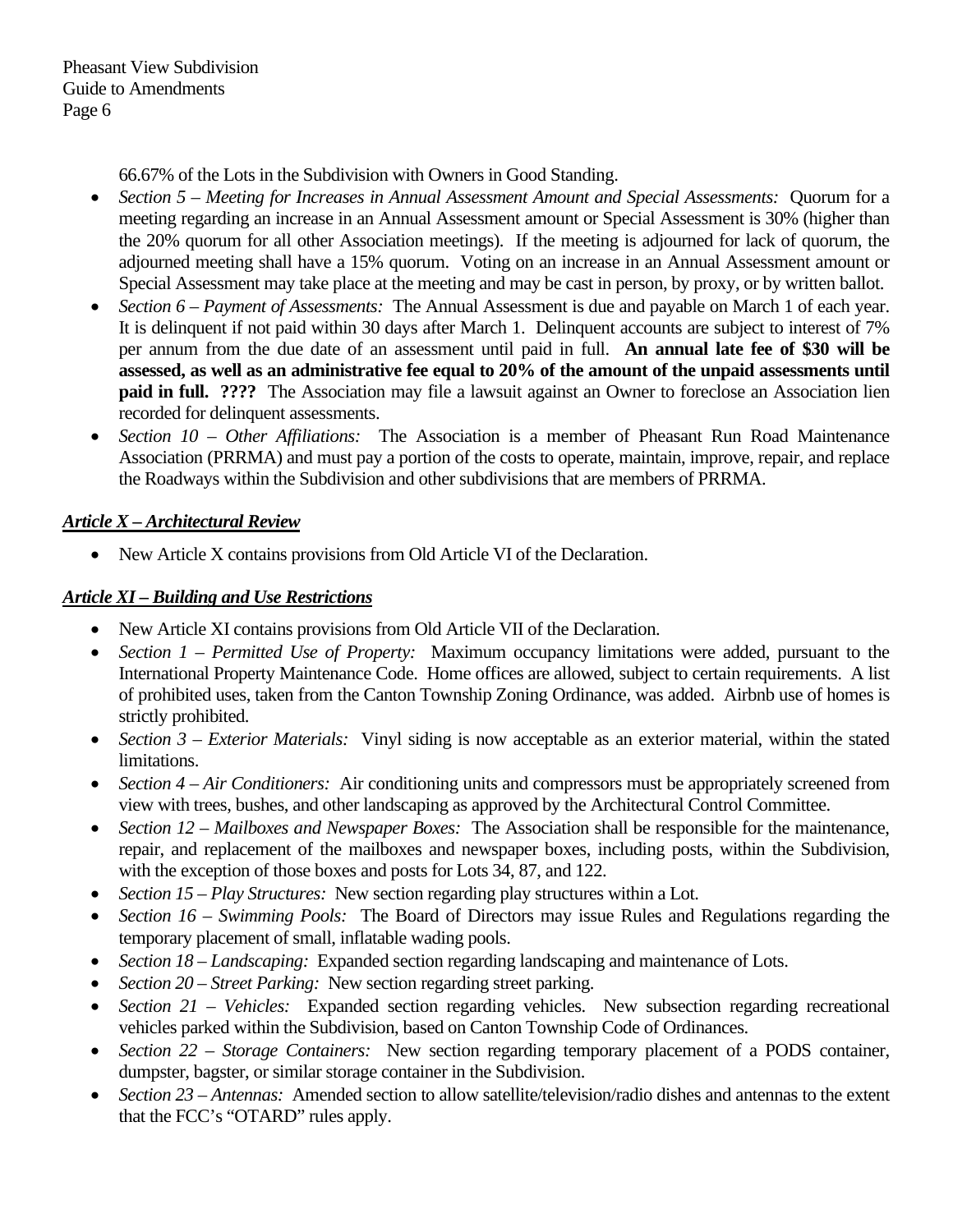66.67% of the Lots in the Subdivision with Owners in Good Standing.

- *Section 5 – Meeting for Increases in Annual Assessment Amount and Special Assessments:* Quorum for a meeting regarding an increase in an Annual Assessment amount or Special Assessment is 30% (higher than the 20% quorum for all other Association meetings). If the meeting is adjourned for lack of quorum, the adjourned meeting shall have a 15% quorum. Voting on an increase in an Annual Assessment amount or Special Assessment may take place at the meeting and may be cast in person, by proxy, or by written ballot.
- *Section 6 – Payment of Assessments:* The Annual Assessment is due and payable on March 1 of each year. It is delinquent if not paid within 30 days after March 1. Delinquent accounts are subject to interest of 7% per annum from the due date of an assessment until paid in full. **An annual late fee of $30 will be assessed, as well as an administrative fee equal to 20% of the amount of the unpaid assessments until paid in full. ????** The Association may file a lawsuit against an Owner to foreclose an Association lien recorded for delinquent assessments.
- *Section 10 – Other Affiliations:* The Association is a member of Pheasant Run Road Maintenance Association (PRRMA) and must pay a portion of the costs to operate, maintain, improve, repair, and replace the Roadways within the Subdivision and other subdivisions that are members of PRRMA.

## ***Article X – Architectural Review***

- New Article X contains provisions from Old Article VI of the Declaration.

## ***Article XI – Building and Use Restrictions***

- New Article XI contains provisions from Old Article VII of the Declaration.
- *Section 1 – Permitted Use of Property:* Maximum occupancy limitations were added, pursuant to the International Property Maintenance Code. Home offices are allowed, subject to certain requirements. A list of prohibited uses, taken from the Canton Township Zoning Ordinance, was added. Airbnb use of homes is strictly prohibited.
- *Section 3 – Exterior Materials:* Vinyl siding is now acceptable as an exterior material, within the stated limitations.
- *Section 4 – Air Conditioners:* Air conditioning units and compressors must be appropriately screened from view with trees, bushes, and other landscaping as approved by the Architectural Control Committee.
- *Section 12 – Mailboxes and Newspaper Boxes:* The Association shall be responsible for the maintenance, repair, and replacement of the mailboxes and newspaper boxes, including posts, within the Subdivision, with the exception of those boxes and posts for Lots 34, 87, and 122.
- *Section 15 – Play Structures:* New section regarding play structures within a Lot.
- *Section 16 – Swimming Pools:* The Board of Directors may issue Rules and Regulations regarding the temporary placement of small, inflatable wading pools.
- *Section 18 – Landscaping:* Expanded section regarding landscaping and maintenance of Lots.
- *Section 20 – Street Parking:* New section regarding street parking.
- *Section 21 – Vehicles:* Expanded section regarding vehicles. New subsection regarding recreational vehicles parked within the Subdivision, based on Canton Township Code of Ordinances.
- *Section 22 – Storage Containers:* New section regarding temporary placement of a PODS container, dumpster, bagster, or similar storage container in the Subdivision.
- *Section 23 – Antennas:* Amended section to allow satellite/television/radio dishes and antennas to the extent that the FCC's "OTARD" rules apply.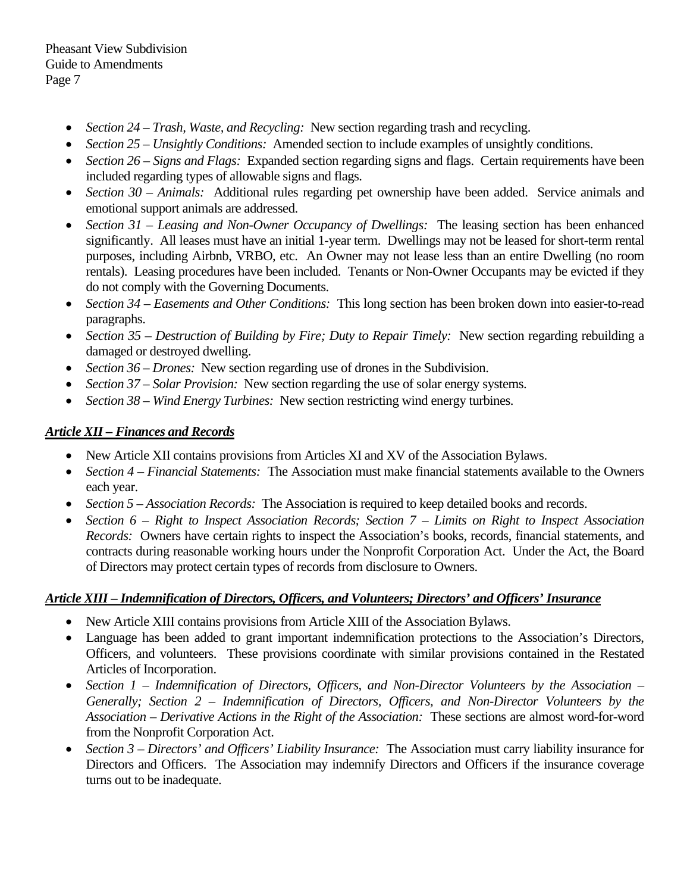- *Section 24 – Trash, Waste, and Recycling:* New section regarding trash and recycling.
- *Section 25 – Unsightly Conditions:* Amended section to include examples of unsightly conditions.
- *Section 26 – Signs and Flags:* Expanded section regarding signs and flags. Certain requirements have been included regarding types of allowable signs and flags.
- *Section 30 – Animals:* Additional rules regarding pet ownership have been added. Service animals and emotional support animals are addressed.
- *Section 31 – Leasing and Non-Owner Occupancy of Dwellings:* The leasing section has been enhanced significantly. All leases must have an initial 1-year term. Dwellings may not be leased for short-term rental purposes, including Airbnb, VRBO, etc. An Owner may not lease less than an entire Dwelling (no room rentals). Leasing procedures have been included. Tenants or Non-Owner Occupants may be evicted if they do not comply with the Governing Documents.
- *Section 34 – Easements and Other Conditions:* This long section has been broken down into easier-to-read paragraphs.
- *Section 35 – Destruction of Building by Fire; Duty to Repair Timely:* New section regarding rebuilding a damaged or destroyed dwelling.
- *Section 36 – Drones:* New section regarding use of drones in the Subdivision.
- *Section 37 – Solar Provision:* New section regarding the use of solar energy systems.
- *Section 38 – Wind Energy Turbines:* New section restricting wind energy turbines.

***Article XII – Finances and Records***

- New Article XII contains provisions from Articles XI and XV of the Association Bylaws.
- *Section 4 – Financial Statements:* The Association must make financial statements available to the Owners each year.
- *Section 5 – Association Records:* The Association is required to keep detailed books and records.
- *Section 6 – Right to Inspect Association Records; Section 7 – Limits on Right to Inspect Association Records:* Owners have certain rights to inspect the Association's books, records, financial statements, and contracts during reasonable working hours under the Nonprofit Corporation Act. Under the Act, the Board of Directors may protect certain types of records from disclosure to Owners.

***Article XIII – Indemnification of Directors, Officers, and Volunteers; Directors' and Officers' Insurance***

- New Article XIII contains provisions from Article XIII of the Association Bylaws.
- Language has been added to grant important indemnification protections to the Association's Directors, Officers, and volunteers. These provisions coordinate with similar provisions contained in the Restated Articles of Incorporation.
- *Section 1 – Indemnification of Directors, Officers, and Non-Director Volunteers by the Association – Generally; Section 2 – Indemnification of Directors, Officers, and Non-Director Volunteers by the Association – Derivative Actions in the Right of the Association:* These sections are almost word-for-word from the Nonprofit Corporation Act.
- *Section 3 – Directors' and Officers' Liability Insurance:* The Association must carry liability insurance for Directors and Officers. The Association may indemnify Directors and Officers if the insurance coverage turns out to be inadequate.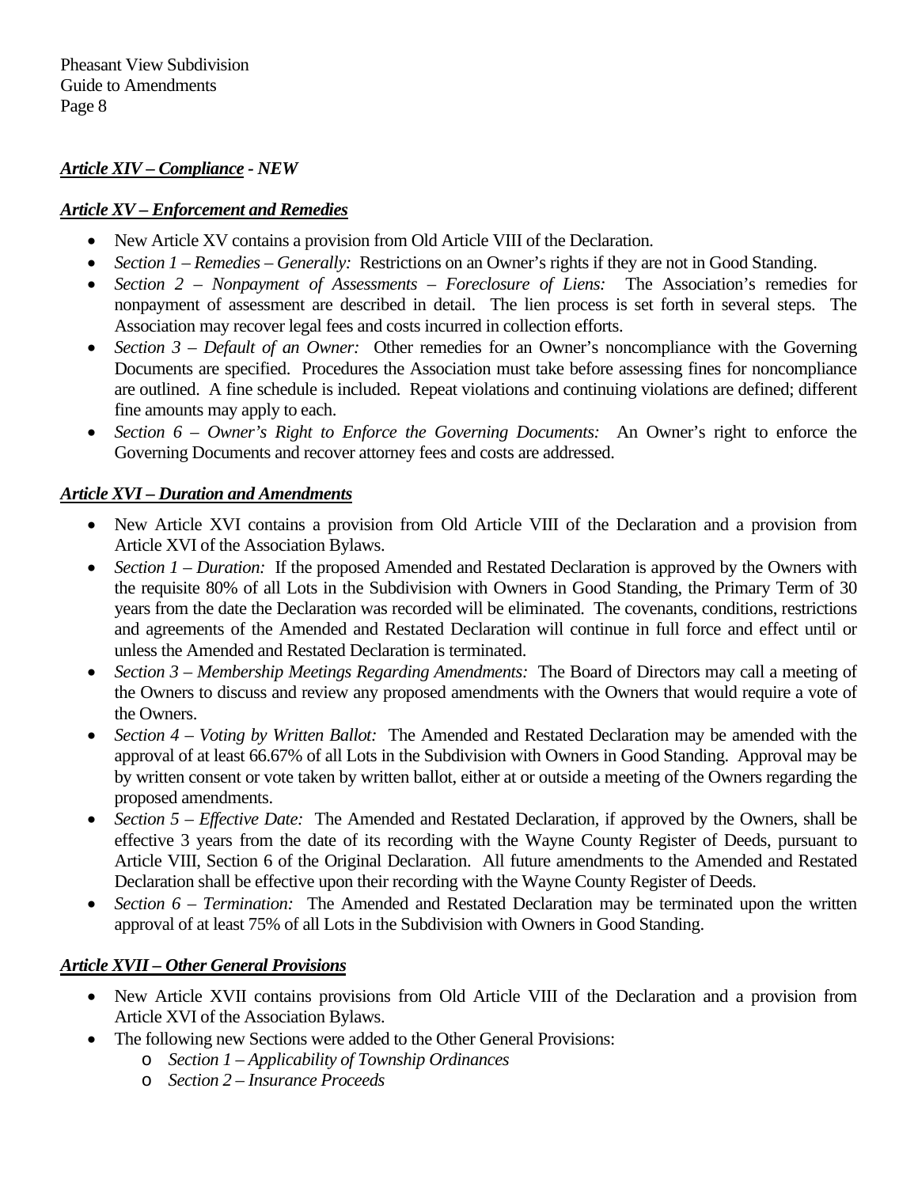***Article XIV – Compliance* - *NEW***

***Article XV – Enforcement and Remedies***

- New Article XV contains a provision from Old Article VIII of the Declaration.
- *Section 1 – Remedies – Generally:* Restrictions on an Owner's rights if they are not in Good Standing.
- *Section 2 – Nonpayment of Assessments – Foreclosure of Liens:* The Association's remedies for nonpayment of assessment are described in detail. The lien process is set forth in several steps. The Association may recover legal fees and costs incurred in collection efforts.
- *Section 3 – Default of an Owner:* Other remedies for an Owner's noncompliance with the Governing Documents are specified. Procedures the Association must take before assessing fines for noncompliance are outlined. A fine schedule is included. Repeat violations and continuing violations are defined; different fine amounts may apply to each.
- *Section 6 – Owner's Right to Enforce the Governing Documents:* An Owner's right to enforce the Governing Documents and recover attorney fees and costs are addressed.

***Article XVI – Duration and Amendments***

- New Article XVI contains a provision from Old Article VIII of the Declaration and a provision from Article XVI of the Association Bylaws.
- *Section 1 – Duration:* If the proposed Amended and Restated Declaration is approved by the Owners with the requisite 80% of all Lots in the Subdivision with Owners in Good Standing, the Primary Term of 30 years from the date the Declaration was recorded will be eliminated. The covenants, conditions, restrictions and agreements of the Amended and Restated Declaration will continue in full force and effect until or unless the Amended and Restated Declaration is terminated.
- *Section 3 – Membership Meetings Regarding Amendments:* The Board of Directors may call a meeting of the Owners to discuss and review any proposed amendments with the Owners that would require a vote of the Owners.
- *Section 4 – Voting by Written Ballot:* The Amended and Restated Declaration may be amended with the approval of at least 66.67% of all Lots in the Subdivision with Owners in Good Standing. Approval may be by written consent or vote taken by written ballot, either at or outside a meeting of the Owners regarding the proposed amendments.
- *Section 5 – Effective Date:* The Amended and Restated Declaration, if approved by the Owners, shall be effective 3 years from the date of its recording with the Wayne County Register of Deeds, pursuant to Article VIII, Section 6 of the Original Declaration. All future amendments to the Amended and Restated Declaration shall be effective upon their recording with the Wayne County Register of Deeds.
- *Section 6 – Termination:* The Amended and Restated Declaration may be terminated upon the written approval of at least 75% of all Lots in the Subdivision with Owners in Good Standing.

***Article XVII – Other General Provisions***

- New Article XVII contains provisions from Old Article VIII of the Declaration and a provision from Article XVI of the Association Bylaws.
- The following new Sections were added to the Other General Provisions:
  - *Section 1 – Applicability of Township Ordinances*
  - *Section 2 – Insurance Proceeds*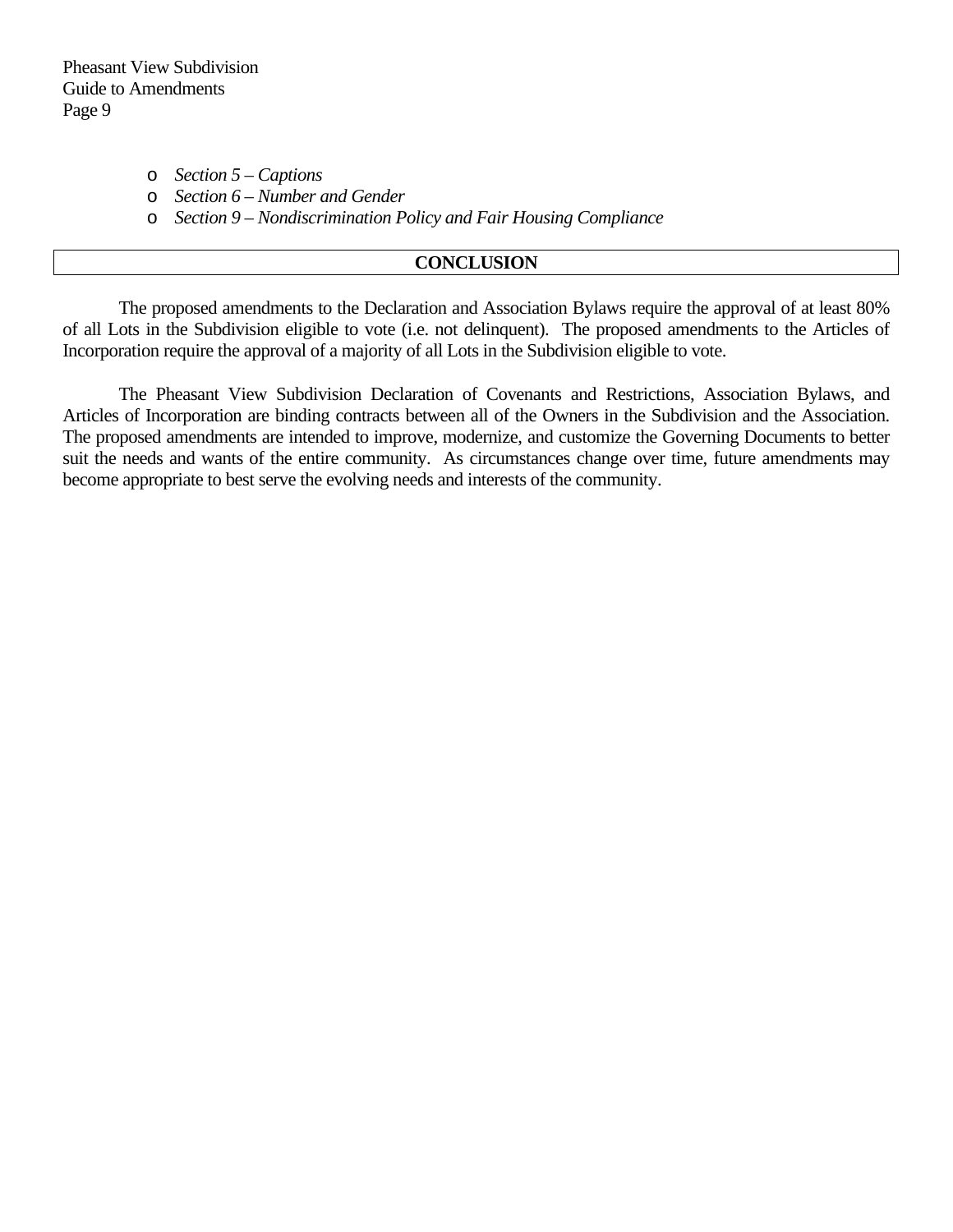- *Section 5 – Captions*
- *Section 6 – Number and Gender*
- *Section 9 – Nondiscrimination Policy and Fair Housing Compliance*

## CONCLUSION

The proposed amendments to the Declaration and Association Bylaws require the approval of at least 80% of all Lots in the Subdivision eligible to vote (i.e. not delinquent). The proposed amendments to the Articles of Incorporation require the approval of a majority of all Lots in the Subdivision eligible to vote.

The Pheasant View Subdivision Declaration of Covenants and Restrictions, Association Bylaws, and Articles of Incorporation are binding contracts between all of the Owners in the Subdivision and the Association. The proposed amendments are intended to improve, modernize, and customize the Governing Documents to better suit the needs and wants of the entire community. As circumstances change over time, future amendments may become appropriate to best serve the evolving needs and interests of the community.